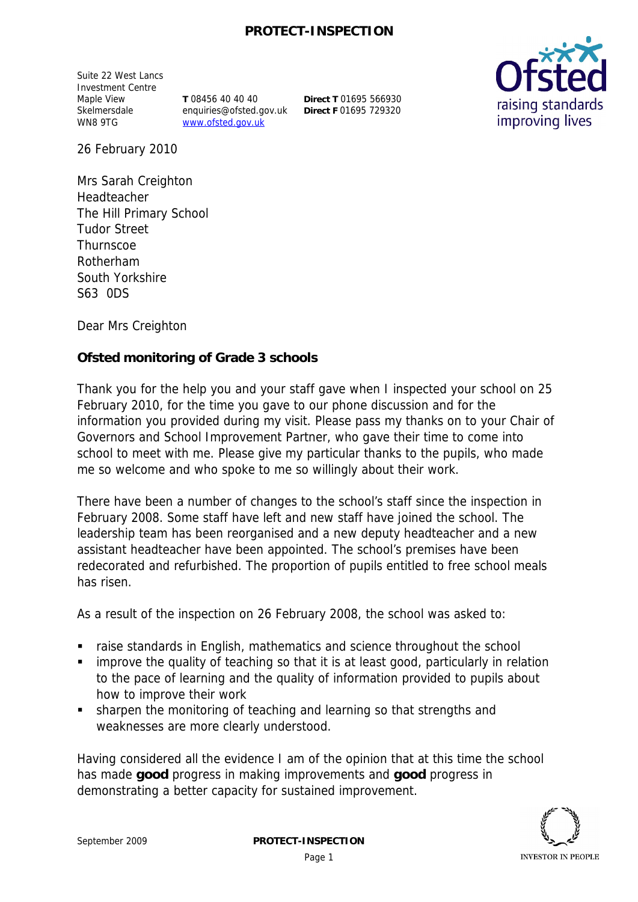Suite 22 West Lancs
Investment Centre
Maple View
Skelmersdale
WN8 9TG

**T** 08456 40 40 40
enquiries@ofsted.gov.uk
www.ofsted.gov.uk

**Direct T** 01695 566930
**Direct F** 01695 729320

26 February 2010

Mrs Sarah Creighton
Headteacher
The Hill Primary School
Tudor Street
Thurnscoe
Rotherham
South Yorkshire
S63 0DS

Dear Mrs Creighton

**Ofsted monitoring of Grade 3 schools**

Thank you for the help you and your staff gave when I inspected your school on 25 February 2010, for the time you gave to our phone discussion and for the information you provided during my visit. Please pass my thanks on to your Chair of Governors and School Improvement Partner, who gave their time to come into school to meet with me. Please give my particular thanks to the pupils, who made me so welcome and who spoke to me so willingly about their work.

There have been a number of changes to the school's staff since the inspection in February 2008. Some staff have left and new staff have joined the school. The leadership team has been reorganised and a new deputy headteacher and a new assistant headteacher have been appointed. The school's premises have been redecorated and refurbished. The proportion of pupils entitled to free school meals has risen.

As a result of the inspection on 26 February 2008, the school was asked to:

- raise standards in English, mathematics and science throughout the school
- improve the quality of teaching so that it is at least good, particularly in relation to the pace of learning and the quality of information provided to pupils about how to improve their work
- sharpen the monitoring of teaching and learning so that strengths and weaknesses are more clearly understood.

Having considered all the evidence I am of the opinion that at this time the school has made **good** progress in making improvements and **good** progress in demonstrating a better capacity for sustained improvement.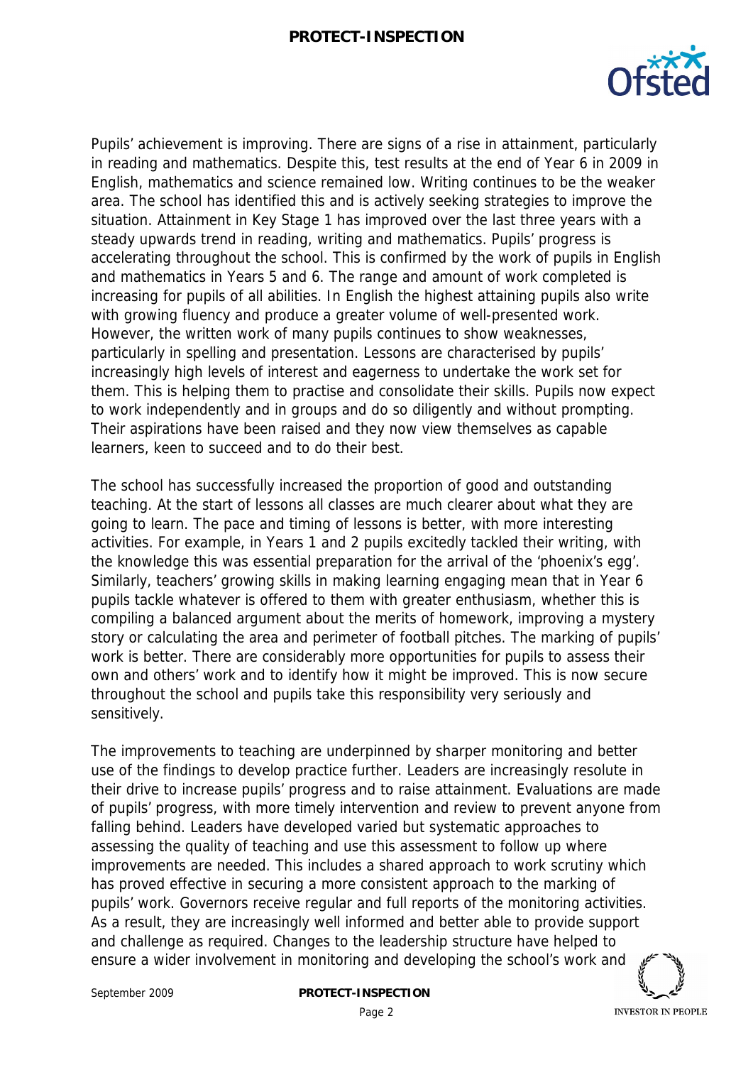Pupils' achievement is improving. There are signs of a rise in attainment, particularly in reading and mathematics. Despite this, test results at the end of Year 6 in 2009 in English, mathematics and science remained low. Writing continues to be the weaker area. The school has identified this and is actively seeking strategies to improve the situation. Attainment in Key Stage 1 has improved over the last three years with a steady upwards trend in reading, writing and mathematics. Pupils' progress is accelerating throughout the school. This is confirmed by the work of pupils in English and mathematics in Years 5 and 6. The range and amount of work completed is increasing for pupils of all abilities. In English the highest attaining pupils also write with growing fluency and produce a greater volume of well-presented work. However, the written work of many pupils continues to show weaknesses, particularly in spelling and presentation. Lessons are characterised by pupils' increasingly high levels of interest and eagerness to undertake the work set for them. This is helping them to practise and consolidate their skills. Pupils now expect to work independently and in groups and do so diligently and without prompting. Their aspirations have been raised and they now view themselves as capable learners, keen to succeed and to do their best.

The school has successfully increased the proportion of good and outstanding teaching. At the start of lessons all classes are much clearer about what they are going to learn. The pace and timing of lessons is better, with more interesting activities. For example, in Years 1 and 2 pupils excitedly tackled their writing, with the knowledge this was essential preparation for the arrival of the 'phoenix's egg'. Similarly, teachers' growing skills in making learning engaging mean that in Year 6 pupils tackle whatever is offered to them with greater enthusiasm, whether this is compiling a balanced argument about the merits of homework, improving a mystery story or calculating the area and perimeter of football pitches. The marking of pupils' work is better. There are considerably more opportunities for pupils to assess their own and others' work and to identify how it might be improved. This is now secure throughout the school and pupils take this responsibility very seriously and sensitively.

The improvements to teaching are underpinned by sharper monitoring and better use of the findings to develop practice further. Leaders are increasingly resolute in their drive to increase pupils' progress and to raise attainment. Evaluations are made of pupils' progress, with more timely intervention and review to prevent anyone from falling behind. Leaders have developed varied but systematic approaches to assessing the quality of teaching and use this assessment to follow up where improvements are needed. This includes a shared approach to work scrutiny which has proved effective in securing a more consistent approach to the marking of pupils' work. Governors receive regular and full reports of the monitoring activities. As a result, they are increasingly well informed and better able to provide support and challenge as required. Changes to the leadership structure have helped to ensure a wider involvement in monitoring and developing the school's work and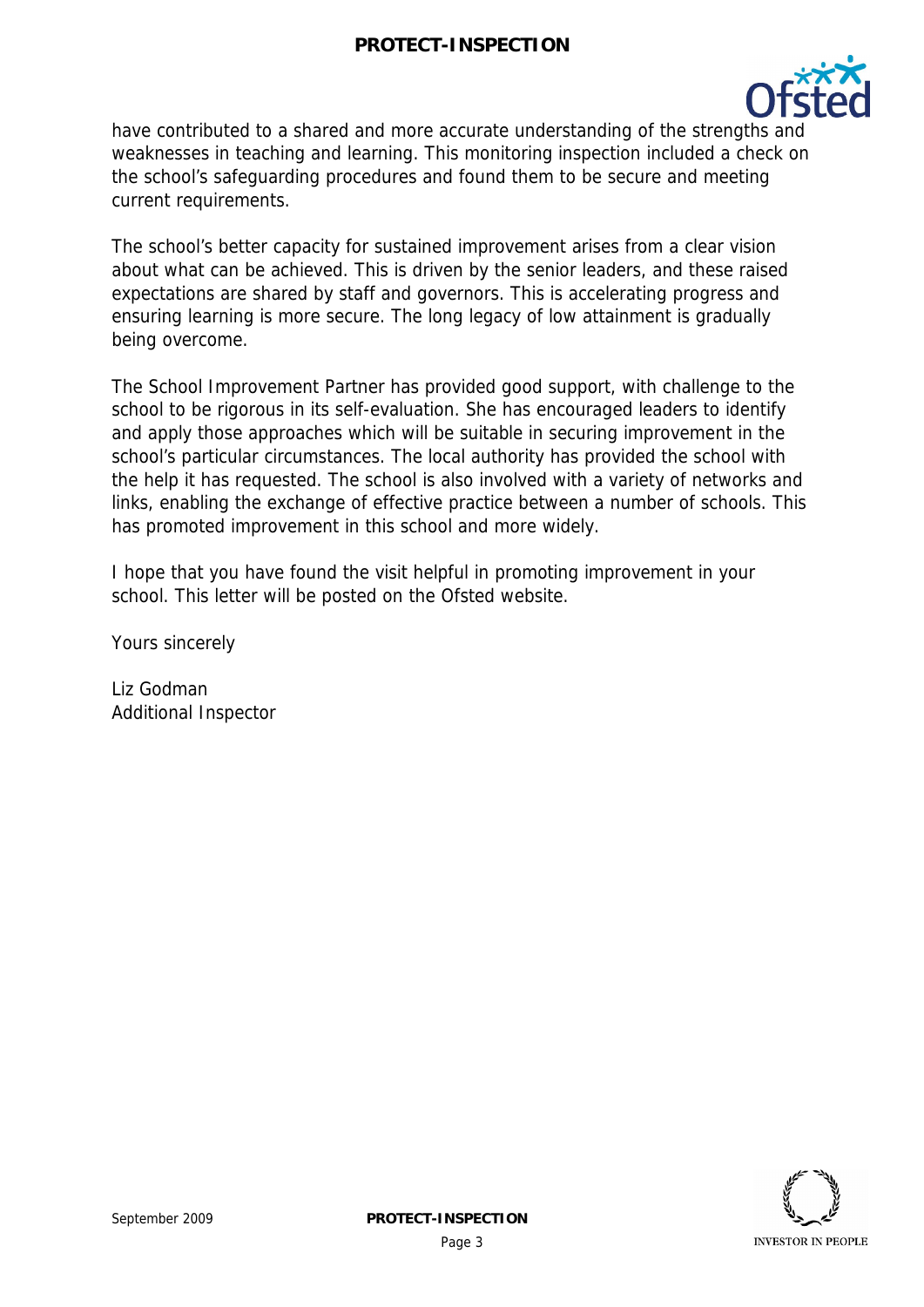have contributed to a shared and more accurate understanding of the strengths and weaknesses in teaching and learning. This monitoring inspection included a check on the school's safeguarding procedures and found them to be secure and meeting current requirements.

The school's better capacity for sustained improvement arises from a clear vision about what can be achieved. This is driven by the senior leaders, and these raised expectations are shared by staff and governors. This is accelerating progress and ensuring learning is more secure. The long legacy of low attainment is gradually being overcome.

The School Improvement Partner has provided good support, with challenge to the school to be rigorous in its self-evaluation. She has encouraged leaders to identify and apply those approaches which will be suitable in securing improvement in the school's particular circumstances. The local authority has provided the school with the help it has requested. The school is also involved with a variety of networks and links, enabling the exchange of effective practice between a number of schools. This has promoted improvement in this school and more widely.

I hope that you have found the visit helpful in promoting improvement in your school. This letter will be posted on the Ofsted website.

Yours sincerely

Liz Godman
Additional Inspector